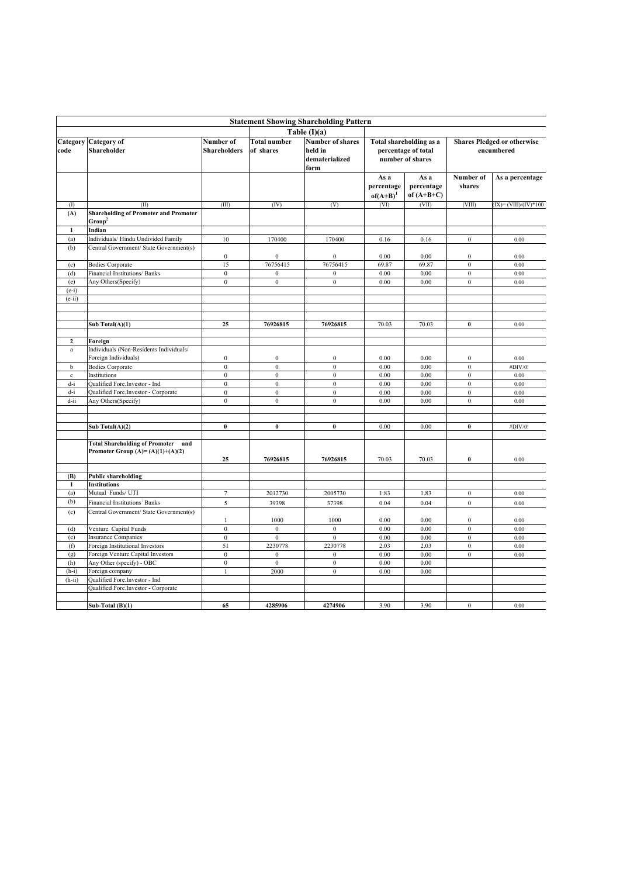## Statement Showing Shareholding Pattern

### Table (I)(a)

| Category code | Category of Shareholder | Number of Shareholders | Total number of shares | Number of shares held in dematerialized form | Total shareholding as a percentage of total number of shares | | Shares Pledged or otherwise encumbered | |
|---|---|---|---|---|---|---|---|---|
| | | | | | As a percentage of(A+B)[1] | As a percentage of (A+B+C) | Number of shares | As a percentage |
| (I) | (II) | (III) | (IV) | (V) | (VI) | (VII) | (VIII) | (IX)= (VIII)/(IV)*100 |
| **(A)** | **Shareholding of Promoter and Promoter Group[2]** | | | | | | | |
| **1** | **Indian** | | | | | | | |
| (a) | Individuals/ Hindu Undivided Family | 10 | 170400 | 170400 | 0.16 | 0.16 | 0 | 0.00 |
| (b) | Central Government/ State Government(s) | 0 | 0 | 0 | 0.00 | 0.00 | 0 | 0.00 |
| (c) | Bodies Corporate | 15 | 76756415 | 76756415 | 69.87 | 69.87 | 0 | 0.00 |
| (d) | Financial Institutions/ Banks | 0 | 0 | 0 | 0.00 | 0.00 | 0 | 0.00 |
| (e) | Any Others(Specify) | 0 | 0 | 0 | 0.00 | 0.00 | 0 | 0.00 |
| (e-i) | | | | | | | | |
| (e-ii) | | | | | | | | |
| | **Sub Total(A)(1)** | **25** | **76926815** | **76926815** | 70.03 | 70.03 | **0** | 0.00 |
| **2** | **Foreign** | | | | | | | |
| a | Individuals (Non-Residents Individuals/ Foreign Individuals) | 0 | 0 | 0 | 0.00 | 0.00 | 0 | 0.00 |
| b | Bodies Corporate | 0 | 0 | 0 | 0.00 | 0.00 | 0 | #DIV/0! |
| c | Institutions | 0 | 0 | 0 | 0.00 | 0.00 | 0 | 0.00 |
| d-i | Qualified Fore.Investor - Ind | 0 | 0 | 0 | 0.00 | 0.00 | 0 | 0.00 |
| d-i | Qualified Fore.Investor - Corporate | 0 | 0 | 0 | 0.00 | 0.00 | 0 | 0.00 |
| d-ii | Any Others(Specify) | 0 | 0 | 0 | 0.00 | 0.00 | 0 | 0.00 |
| | **Sub Total(A)(2)** | **0** | **0** | **0** | 0.00 | 0.00 | **0** | #DIV/0! |
| | **Total Shareholding of Promoter and Promoter Group (A)= (A)(1)+(A)(2)** | **25** | **76926815** | **76926815** | 70.03 | 70.03 | **0** | 0.00 |
| **(B)** | **Public shareholding** | | | | | | | |
| **1** | **Institutions** | | | | | | | |
| (a) | Mutual Funds/ UTI | 7 | 2012730 | 2005730 | 1.83 | 1.83 | 0 | 0.00 |
| (b) | Financial Institutions / Banks | 5 | 39398 | 37398 | 0.04 | 0.04 | 0 | 0.00 |
| (c) | Central Government/ State Government(s) | 1 | 1000 | 1000 | 0.00 | 0.00 | 0 | 0.00 |
| (d) | Venture Capital Funds | 0 | 0 | 0 | 0.00 | 0.00 | 0 | 0.00 |
| (e) | Insurance Companies | 0 | 0 | 0 | 0.00 | 0.00 | 0 | 0.00 |
| (f) | Foreign Institutional Investors | 51 | 2230778 | 2230778 | 2.03 | 2.03 | 0 | 0.00 |
| (g) | Foreign Venture Capital Investors | 0 | 0 | 0 | 0.00 | 0.00 | 0 | 0.00 |
| (h) | Any Other (specify) - OBC | 0 | 0 | 0 | 0.00 | 0.00 | | |
| (h-i) | Foreign company | 1 | 2000 | 0 | 0.00 | 0.00 | | |
| (h-ii) | Qualified Fore.Investor - Ind | | | | | | | |
| | Qualified Fore.Investor - Corporate | | | | | | | |
| | **Sub-Total (B)(1)** | **65** | **4285906** | **4274906** | 3.90 | 3.90 | 0 | 0.00 |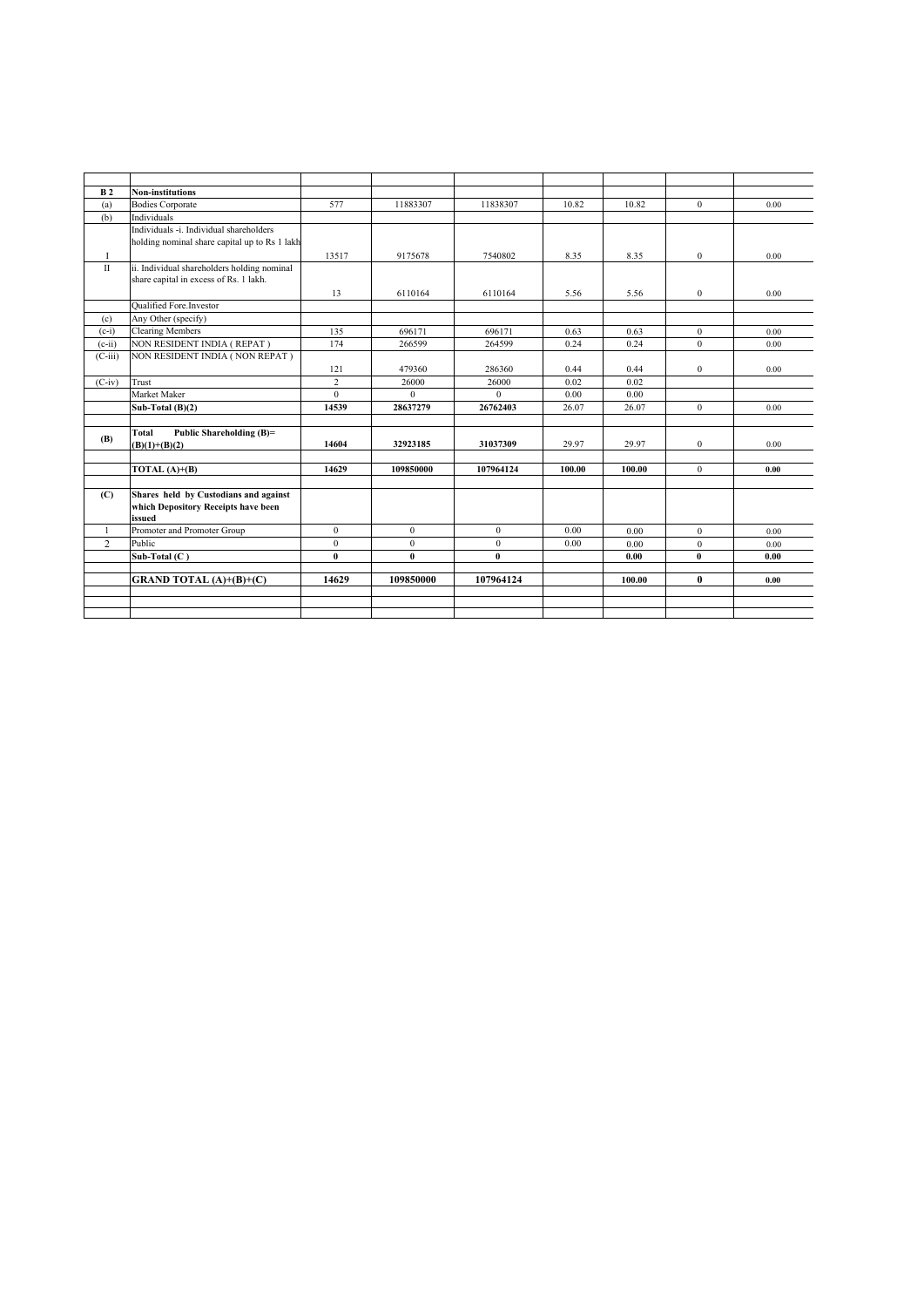| | | | | | | | | |
|---|---|---|---|---|---|---|---|---|
| | | | | | | | | |
| **B 2** | **Non-institutions** | | | | | | | |
| (a) | Bodies Corporate | 577 | 11883307 | 11838307 | 10.82 | 10.82 | 0 | 0.00 |
| (b) | Individuals | | | | | | | |
| I | Individuals -i. Individual shareholders holding nominal share capital up to Rs 1 lakh | 13517 | 9175678 | 7540802 | 8.35 | 8.35 | 0 | 0.00 |
| II | ii. Individual shareholders holding nominal share capital in excess of Rs. 1 lakh. | 13 | 6110164 | 6110164 | 5.56 | 5.56 | 0 | 0.00 |
| | Qualified Fore.Investor | | | | | | | |
| (c) | Any Other (specify) | | | | | | | |
| (c-i) | Clearing Members | 135 | 696171 | 696171 | 0.63 | 0.63 | 0 | 0.00 |
| (c-ii) | NON RESIDENT INDIA ( REPAT ) | 174 | 266599 | 264599 | 0.24 | 0.24 | 0 | 0.00 |
| (C-iii) | NON RESIDENT INDIA ( NON REPAT ) | 121 | 479360 | 286360 | 0.44 | 0.44 | 0 | 0.00 |
| (C-iv) | Trust | 2 | 26000 | 26000 | 0.02 | 0.02 | | |
| | Market Maker | 0 | 0 | 0 | 0.00 | 0.00 | | |
| | **Sub-Total (B)(2)** | **14539** | **28637279** | **26762403** | 26.07 | 26.07 | 0 | 0.00 |
| | | | | | | | | |
| **(B)** | **Total Public Shareholding (B)= (B)(1)+(B)(2)** | **14604** | **32923185** | **31037309** | 29.97 | 29.97 | 0 | 0.00 |
| | | | | | | | | |
| | **TOTAL (A)+(B)** | **14629** | **109850000** | **107964124** | **100.00** | **100.00** | 0 | **0.00** |
| | | | | | | | | |
| **(C)** | **Shares held by Custodians and against which Depository Receipts have been issued** | | | | | | | |
| 1 | Promoter and Promoter Group | 0 | 0 | 0 | 0.00 | 0.00 | 0 | 0.00 |
| 2 | Public | 0 | 0 | 0 | 0.00 | 0.00 | 0 | 0.00 |
| | **Sub-Total (C )** | **0** | **0** | **0** | | **0.00** | **0** | **0.00** |
| | | | | | | | | |
| | **GRAND TOTAL (A)+(B)+(C)** | **14629** | **109850000** | **107964124** | | **100.00** | **0** | **0.00** |
| | | | | | | | | |
| | | | | | | | | |
| | | | | | | | | |